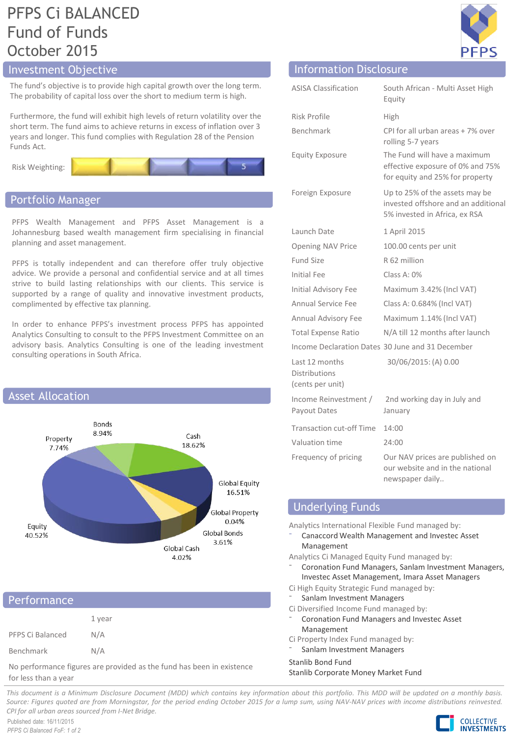# PFPS Ci BALANCED
# Fund of Funds
# October 2015

## Investment Objective

The fund's objective is to provide high capital growth over the long term. The probability of capital loss over the short to medium term is high.

Furthermore, the fund will exhibit high levels of return volatility over the short term. The fund aims to achieve returns in excess of inflation over 3 years and longer. This fund complies with Regulation 28 of the Pension Funds Act.

Risk Weighting: 5

## Portfolio Manager

PFPS Wealth Management and PFPS Asset Management is a Johannesburg based wealth management firm specialising in financial planning and asset management.

PFPS is totally independent and can therefore offer truly objective advice. We provide a personal and confidential service and at all times strive to build lasting relationships with our clients. This service is supported by a range of quality and innovative investment products, complimented by effective tax planning.

In order to enhance PFPS's investment process PFPS has appointed Analytics Consulting to consult to the PFPS Investment Committee on an advisory basis. Analytics Consulting is one of the leading investment consulting operations in South Africa.

## Asset Allocation

| Asset | Allocation |
|---|---|
| Bonds | 8.94% |
| Cash | 18.62% |
| Global Equity | 16.51% |
| Global Property | 0.04% |
| Global Bonds | 3.61% |
| Global Cash | 4.02% |
| Equity | 40.52% |
| Property | 7.74% |

## Performance

| | 1 year |
|---|---|
| PFPS Ci Balanced | N/A |
| Benchmark | N/A |

No performance figures are provided as the fund has been in existence for less than a year

## Information Disclosure

| | |
|---|---|
| ASISA Classification | South African - Multi Asset High Equity |
| Risk Profile | High |
| Benchmark | CPI for all urban areas + 7% over rolling 5-7 years |
| Equity Exposure | The Fund will have a maximum effective exposure of 0% and 75% for equity and 25% for property |
| Foreign Exposure | Up to 25% of the assets may be invested offshore and an additional 5% invested in Africa, ex RSA |
| Launch Date | 1 April 2015 |
| Opening NAV Price | 100.00 cents per unit |
| Fund Size | R 62 million |
| Initial Fee | Class A: 0% |
| Initial Advisory Fee | Maximum 3.42% (Incl VAT) |
| Annual Service Fee | Class A: 0.684% (Incl VAT) |
| Annual Advisory Fee | Maximum 1.14% (Incl VAT) |
| Total Expense Ratio | N/A till 12 months after launch |
| Income Declaration Dates | 30 June and 31 December |
| Last 12 months Distributions (cents per unit) | 30/06/2015: (A) 0.00 |
| Income Reinvestment / Payout Dates | 2nd working day in July and January |
| Transaction cut-off Time | 14:00 |
| Valuation time | 24:00 |
| Frequency of pricing | Our NAV prices are published on our website and in the national newspaper daily.. |

## Underlying Funds

Analytics International Flexible Fund managed by:
- Canaccord Wealth Management and Investec Asset Management

Analytics Ci Managed Equity Fund managed by:
- Coronation Fund Managers, Sanlam Investment Managers, Investec Asset Management, Imara Asset Managers

Ci High Equity Strategic Fund managed by:
- Sanlam Investment Managers

Ci Diversified Income Fund managed by:
- Coronation Fund Managers and Investec Asset Management

Ci Property Index Fund managed by:
- Sanlam Investment Managers

Stanlib Bond Fund
Stanlib Corporate Money Market Fund

*This document is a Minimum Disclosure Document (MDD) which contains key information about this portfolio. This MDD will be updated on a monthly basis. Source: Figures quoted are from Morningstar, for the period ending October 2015 for a lump sum, using NAV-NAV prices with income distributions reinvested. CPI for all urban areas sourced from I-Net Bridge.*

Published date: 16/11/2015

COLLECTIVE INVESTMENTS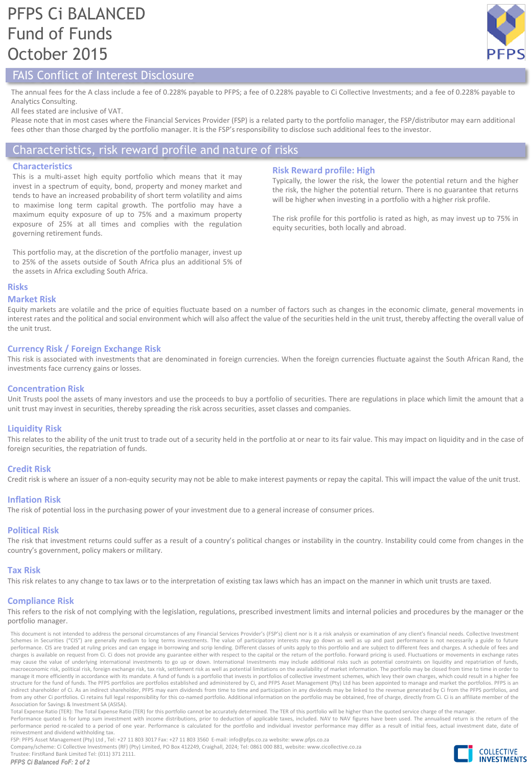# PFPS Ci BALANCED Fund of Funds October 2015

## FAIS Conflict of Interest Disclosure

The annual fees for the A class include a fee of 0.228% payable to PFPS; a fee of 0.228% payable to Ci Collective Investments; and a fee of 0.228% payable to Analytics Consulting.

All fees stated are inclusive of VAT.

Please note that in most cases where the Financial Services Provider (FSP) is a related party to the portfolio manager, the FSP/distributor may earn additional fees other than those charged by the portfolio manager. It is the FSP's responsibility to disclose such additional fees to the investor.

## Characteristics, risk reward profile and nature of risks

### Characteristics

This is a multi-asset high equity portfolio which means that it may invest in a spectrum of equity, bond, property and money market and tends to have an increased probability of short term volatility and aims to maximise long term capital growth. The portfolio may have a maximum equity exposure of up to 75% and a maximum property exposure of 25% at all times and complies with the regulation governing retirement funds.

This portfolio may, at the discretion of the portfolio manager, invest up to 25% of the assets outside of South Africa plus an additional 5% of the assets in Africa excluding South Africa.

### Risk Reward profile: High

Typically, the lower the risk, the lower the potential return and the higher the risk, the higher the potential return. There is no guarantee that returns will be higher when investing in a portfolio with a higher risk profile.

The risk profile for this portfolio is rated as high, as may invest up to 75% in equity securities, both locally and abroad.

### Risks

### Market Risk

Equity markets are volatile and the price of equities fluctuate based on a number of factors such as changes in the economic climate, general movements in interest rates and the political and social environment which will also affect the value of the securities held in the unit trust, thereby affecting the overall value of the unit trust.

### Currency Risk / Foreign Exchange Risk

This risk is associated with investments that are denominated in foreign currencies. When the foreign currencies fluctuate against the South African Rand, the investments face currency gains or losses.

### Concentration Risk

Unit Trusts pool the assets of many investors and use the proceeds to buy a portfolio of securities. There are regulations in place which limit the amount that a unit trust may invest in securities, thereby spreading the risk across securities, asset classes and companies.

### Liquidity Risk

This relates to the ability of the unit trust to trade out of a security held in the portfolio at or near to its fair value. This may impact on liquidity and in the case of foreign securities, the repatriation of funds.

### Credit Risk

Credit risk is where an issuer of a non-equity security may not be able to make interest payments or repay the capital. This will impact the value of the unit trust.

### Inflation Risk

The risk of potential loss in the purchasing power of your investment due to a general increase of consumer prices.

### Political Risk

The risk that investment returns could suffer as a result of a country's political changes or instability in the country. Instability could come from changes in the country's government, policy makers or military.

### Tax Risk

This risk relates to any change to tax laws or to the interpretation of existing tax laws which has an impact on the manner in which unit trusts are taxed.

### Compliance Risk

This refers to the risk of not complying with the legislation, regulations, prescribed investment limits and internal policies and procedures by the manager or the portfolio manager.

This document is not intended to address the personal circumstances of any Financial Services Provider's (FSP's) client nor is it a risk analysis or examination of any client's financial needs. Collective Investment Schemes in Securities ("CIS") are generally medium to long terms investments. The value of participatory interests may go down as well as up and past performance is not necessarily a guide to future performance. CIS are traded at ruling prices and can engage in borrowing and scrip lending. Different classes of units apply to this portfolio and are subject to different fees and charges. A schedule of fees and charges is available on request from Ci. Ci does not provide any guarantee either with respect to the capital or the return of the portfolio. Forward pricing is used. Fluctuations or movements in exchange rates may cause the value of underlying international investments to go up or down. International Investments may include additional risks such as potential constraints on liquidity and repatriation of funds, macroeconomic risk, political risk, foreign exchange risk, tax risk, settlement risk as well as potential limitations on the availability of market information. The portfolio may be closed from time to time in order to manage it more efficiently in accordance with its mandate. A fund of funds is a portfolio that invests in portfolios of collective investment schemes, which levy their own charges, which could result in a higher fee structure for the fund of funds. The PFPS portfolios are portfolios established and administered by Ci, and PFPS Asset Management (Pty) Ltd has been appointed to manage and market the portfolios. PFPS is an indirect shareholder of Ci. As an indirect shareholder, PFPS may earn dividends from time to time and participation in any dividends may be linked to the revenue generated by Ci from the PFPS portfolios, and from any other Ci portfolios. Ci retains full legal responsibility for this co-named portfolio. Additional information on the portfolio may be obtained, free of charge, directly from Ci. Ci is an affiliate member of the Association for Savings & Investment SA (ASISA).

Total Expense Ratio (TER): The Total Expense Ratio (TER) for this portfolio cannot be accurately determined. The TER of this portfolio will be higher than the quoted service charge of the manager.

Performance quoted is for lump sum investment with income distributions, prior to deduction of applicable taxes, included. NAV to NAV figures have been used. The annualised return is the return of the performance period re-scaled to a period of one year. Performance is calculated for the portfolio and individual investor performance may differ as a result of initial fees, actual investment date, date of reinvestment and dividend withholding tax.

FSP: PFPS Asset Management (Pty) Ltd , Tel: +27 11 803 3017 Fax: +27 11 803 3560 E-mail: info@pfps.co.za website: www.pfps.co.za

Company/scheme: Ci Collective Investments (RF) (Pty) Limited, PO Box 412249, Craighall, 2024; Tel: 0861 000 881, website: www.cicollective.co.za

Trustee: FirstRand Bank Limited Tel: (011) 371 2111.